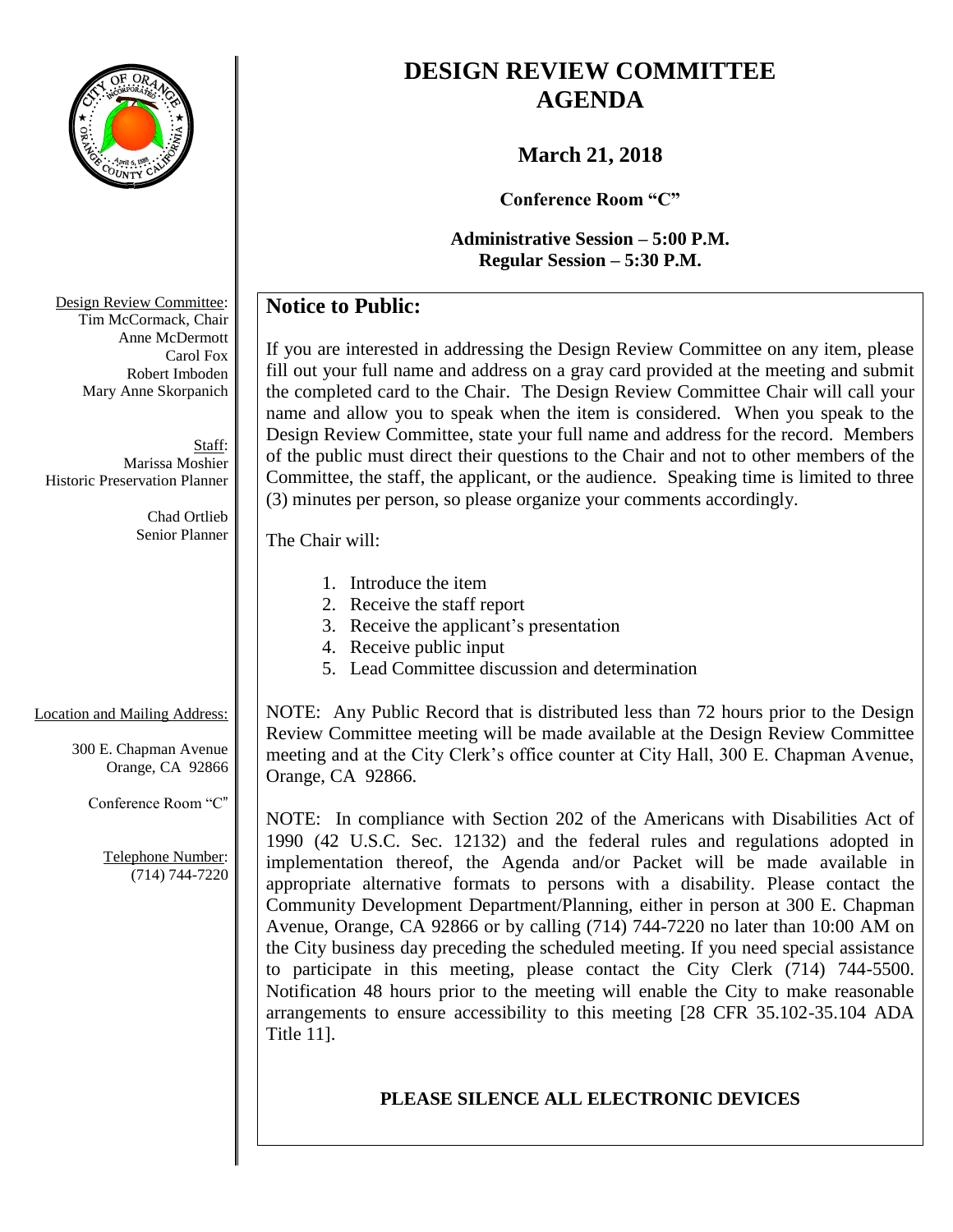# DESIGN REVIEW COMMITTEE AGENDA

## March 21, 2018

**Conference Room "C"**

**Administrative Session – 5:00 P.M.**
**Regular Session – 5:30 P.M.**

Design Review Committee:
Tim McCormack, Chair
Anne McDermott
Carol Fox
Robert Imboden
Mary Anne Skorpanich

Staff:
Marissa Moshier
Historic Preservation Planner

Chad Ortlieb
Senior Planner

Location and Mailing Address:

300 E. Chapman Avenue
Orange, CA 92866

Conference Room "C"

Telephone Number:
(714) 744-7220

## Notice to Public:

If you are interested in addressing the Design Review Committee on any item, please fill out your full name and address on a gray card provided at the meeting and submit the completed card to the Chair. The Design Review Committee Chair will call your name and allow you to speak when the item is considered. When you speak to the Design Review Committee, state your full name and address for the record. Members of the public must direct their questions to the Chair and not to other members of the Committee, the staff, the applicant, or the audience. Speaking time is limited to three (3) minutes per person, so please organize your comments accordingly.

The Chair will:

1. Introduce the item
2. Receive the staff report
3. Receive the applicant's presentation
4. Receive public input
5. Lead Committee discussion and determination

NOTE: Any Public Record that is distributed less than 72 hours prior to the Design Review Committee meeting will be made available at the Design Review Committee meeting and at the City Clerk's office counter at City Hall, 300 E. Chapman Avenue, Orange, CA 92866.

NOTE: In compliance with Section 202 of the Americans with Disabilities Act of 1990 (42 U.S.C. Sec. 12132) and the federal rules and regulations adopted in implementation thereof, the Agenda and/or Packet will be made available in appropriate alternative formats to persons with a disability. Please contact the Community Development Department/Planning, either in person at 300 E. Chapman Avenue, Orange, CA 92866 or by calling (714) 744-7220 no later than 10:00 AM on the City business day preceding the scheduled meeting. If you need special assistance to participate in this meeting, please contact the City Clerk (714) 744-5500. Notification 48 hours prior to the meeting will enable the City to make reasonable arrangements to ensure accessibility to this meeting [28 CFR 35.102-35.104 ADA Title 11].

**PLEASE SILENCE ALL ELECTRONIC DEVICES**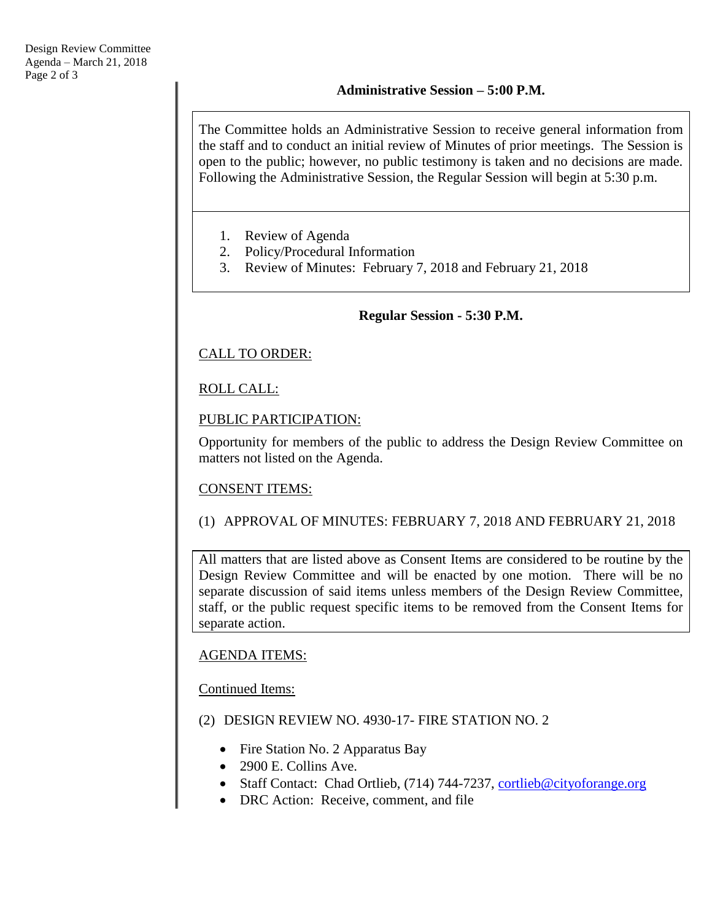## Administrative Session – 5:00 P.M.

The Committee holds an Administrative Session to receive general information from the staff and to conduct an initial review of Minutes of prior meetings. The Session is open to the public; however, no public testimony is taken and no decisions are made. Following the Administrative Session, the Regular Session will begin at 5:30 p.m.

1. Review of Agenda
2. Policy/Procedural Information
3. Review of Minutes: February 7, 2018 and February 21, 2018

## Regular Session - 5:30 P.M.

CALL TO ORDER:

ROLL CALL:

PUBLIC PARTICIPATION:

Opportunity for members of the public to address the Design Review Committee on matters not listed on the Agenda.

CONSENT ITEMS:

(1) APPROVAL OF MINUTES: FEBRUARY 7, 2018 AND FEBRUARY 21, 2018

All matters that are listed above as Consent Items are considered to be routine by the Design Review Committee and will be enacted by one motion. There will be no separate discussion of said items unless members of the Design Review Committee, staff, or the public request specific items to be removed from the Consent Items for separate action.

AGENDA ITEMS:

Continued Items:

(2) DESIGN REVIEW NO. 4930-17- FIRE STATION NO. 2

- Fire Station No. 2 Apparatus Bay
- 2900 E. Collins Ave.
- Staff Contact: Chad Ortlieb, (714) 744-7237, cortlieb@cityoforange.org
- DRC Action: Receive, comment, and file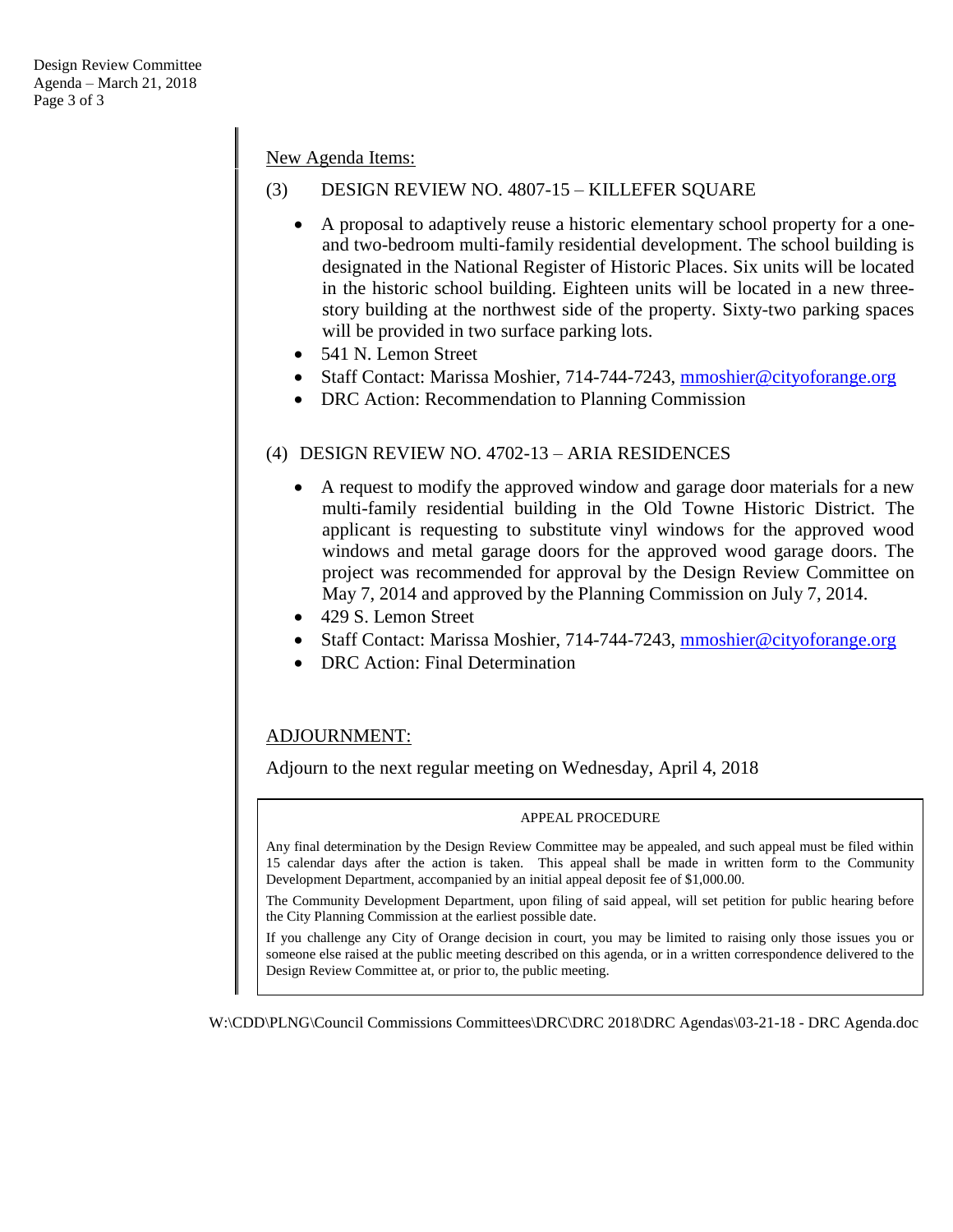New Agenda Items:

(3) DESIGN REVIEW NO. 4807-15 – KILLEFER SQUARE

- A proposal to adaptively reuse a historic elementary school property for a one- and two-bedroom multi-family residential development. The school building is designated in the National Register of Historic Places. Six units will be located in the historic school building. Eighteen units will be located in a new three-story building at the northwest side of the property. Sixty-two parking spaces will be provided in two surface parking lots.
- 541 N. Lemon Street
- Staff Contact: Marissa Moshier, 714-744-7243, mmoshier@cityoforange.org
- DRC Action: Recommendation to Planning Commission

(4) DESIGN REVIEW NO. 4702-13 – ARIA RESIDENCES

- A request to modify the approved window and garage door materials for a new multi-family residential building in the Old Towne Historic District. The applicant is requesting to substitute vinyl windows for the approved wood windows and metal garage doors for the approved wood garage doors. The project was recommended for approval by the Design Review Committee on May 7, 2014 and approved by the Planning Commission on July 7, 2014.
- 429 S. Lemon Street
- Staff Contact: Marissa Moshier, 714-744-7243, mmoshier@cityoforange.org
- DRC Action: Final Determination

ADJOURNMENT:

Adjourn to the next regular meeting on Wednesday, April 4, 2018

APPEAL PROCEDURE

Any final determination by the Design Review Committee may be appealed, and such appeal must be filed within 15 calendar days after the action is taken. This appeal shall be made in written form to the Community Development Department, accompanied by an initial appeal deposit fee of $1,000.00.

The Community Development Department, upon filing of said appeal, will set petition for public hearing before the City Planning Commission at the earliest possible date.

If you challenge any City of Orange decision in court, you may be limited to raising only those issues you or someone else raised at the public meeting described on this agenda, or in a written correspondence delivered to the Design Review Committee at, or prior to, the public meeting.

W:\CDD\PLNG\Council Commissions Committees\DRC\DRC 2018\DRC Agendas\03-21-18 - DRC Agenda.doc